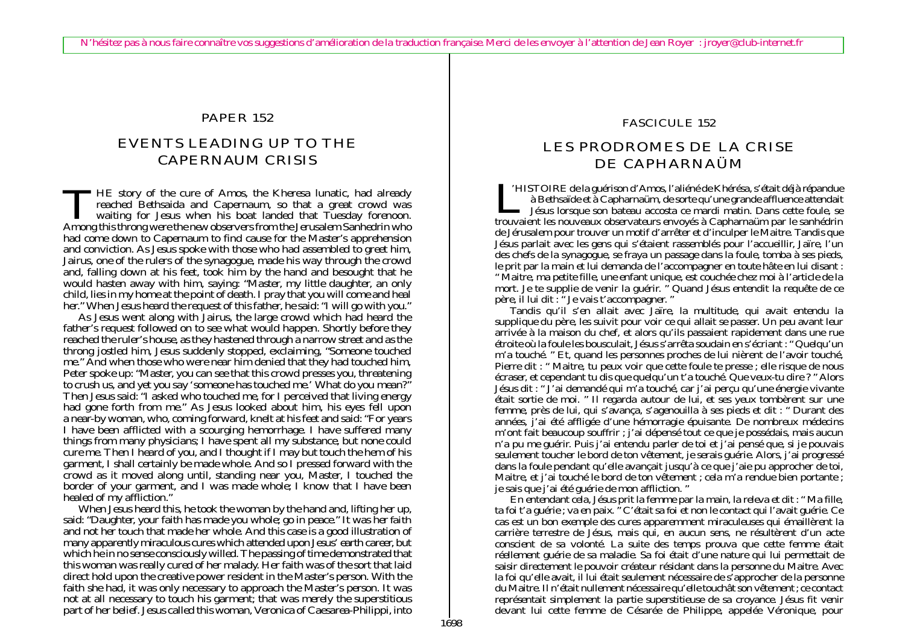N'hésitez pas à nous faire connaître vos suggestions d'amélioration de la traduction française. Merci de les envoyer à l'attention de Jean Royer : jroyer@club-internet.fr

PAPER 152

# EVENTS LEADING UP TO THE CAPERNAUM CRISIS

THE story of the cure of Amos, the Kheresa lunatic, had already reached Bethsaida and Capernaum, so that a great crowd was waiting for Jesus when his boat landed that Tuesday forenoon. Among this throng were the new observers from the Jerusalem Sanhedrin who had come down to Capernaum to find cause for the Master's apprehension and conviction. As Jesus spoke with those who had assembled to greet him, Jairus, one of the rulers of the synagogue, made his way through the crowd and, falling down at his feet, took him by the hand and besought that he would hasten away with him, saying: "Master, my little daughter, an only child, lies in my home at the point of death. I pray that you will come and heal her." When Jesus heard the request of this father, he said: "I will go with you."

As Jesus went along with Jairus, the large crowd which had heard the father's request followed on to see what would happen. Shortly before they reached the ruler's house, as they hastened through a narrow street and as the throng jostled him, Jesus suddenly stopped, exclaiming, "Someone touched me." And when those who were near him denied that they had touched him, Peter spoke up: "Master, you can see that this crowd presses you, threatening to crush us, and yet you say 'someone has touched me.' What do you mean?" Then Jesus said: "I asked who touched me, for I perceived that living energy had gone forth from me." As Jesus looked about him, his eyes fell upon a near-by woman, who, coming forward, knelt at his feet and said: "For years I have been afflicted with a scourging hemorrhage. I have suffered many things from many physicians; I have spent all my substance, but none could cure me. Then I heard of you, and I thought if I may but touch the hem of his garment, I shall certainly be made whole. And so I pressed forward with the crowd as it moved along until, standing near you, Master, I touched the border of your garment, and I was made whole; I know that I have been healed of my affliction."

When Jesus heard this, he took the woman by the hand and, lifting her up, said: "Daughter, your faith has made you whole; go in peace." It was her faith and not her touch that made her whole. And this case is a good illustration of many apparently miraculous cures which attended upon Jesus' earth career, but which he in no sense consciously willed. The passing of time demonstrated that this woman was really cured of her malady. Her faith was of the sort that laid direct hold upon the creative power resident in the Master's person. With the faith she had, it was only necessary to approach the Master's person. It was not at all necessary to touch his garment; that was merely the superstitious part of her belief. Jesus called this woman, Veronica of Caesarea-Philippi, into

FASCICULE 152

# LES PRODROMES DE LA CRISE DE CAPHARNAÜM

L'HISTOIRE de la guérison d'Amos, l'aliéné de Khérésa, s'était déjà répandue à Bethsaïde et à Capharnaüm, de sorte qu'une grande affluence attendait Jésus lorsque son bateau accosta ce mardi matin. Dans cette foule, se trouvaient les nouveaux observateurs envoyés à Capharnaüm par le sanhédrin de Jérusalem pour trouver un motif d'arrêter et d'inculper le Maitre. Tandis que Jésus parlait avec les gens qui s'étaient rassemblés pour l'accueillir, Jaïre, l'un des chefs de la synagogue, se fraya un passage dans la foule, tomba à ses pieds, le prit par la main et lui demanda de l'accompagner en toute hâte en lui disant : " Maitre, ma petite fille, une enfant unique, est couchée chez moi à l'article de la mort. Je te supplie de venir la guérir. " Quand Jésus entendit la requête de ce père, il lui dit : " Je vais t'accompagner. "

Tandis qu'il s'en allait avec Jaïre, la multitude, qui avait entendu la supplique du père, les suivit pour voir ce qui allait se passer. Un peu avant leur arrivée à la maison du chef, et alors qu'ils passaient rapidement dans une rue étroite où la foule les bousculait, Jésus s'arrêta soudain en s'écriant : " Quelqu'un m'a touché. " Et, quand les personnes proches de lui nièrent de l'avoir touché, Pierre dit : " Maitre, tu peux voir que cette foule te presse ; elle risque de nous écraser, et cependant tu dis que quelqu'un t'a touché. Que veux-tu dire ? " Alors Jésus dit : " J'ai demandé qui m'a touché, car j'ai perçu qu'une énergie vivante était sortie de moi. " Il regarda autour de lui, et ses yeux tombèrent sur une femme, près de lui, qui s'avança, s'agenouilla à ses pieds et dit : " Durant des années, j'ai été affligée d'une hémorragie épuisante. De nombreux médecins m'ont fait beaucoup souffrir ; j'ai dépensé tout ce que je possédais, mais aucun n'a pu me guérir. Puis j'ai entendu parler de toi et j'ai pensé que, si je pouvais seulement toucher le bord de ton vêtement, je serais guérie. Alors, j'ai progressé dans la foule pendant qu'elle avançait jusqu'à ce que j'aie pu approcher de toi, Maitre, et j'ai touché le bord de ton vêtement ; cela m'a rendue bien portante ; je sais que j'ai été guérie de mon affliction. "

En entendant cela, Jésus prit la femme par la main, la releva et dit : " Ma fille, ta foi t'a guérie ; va en paix. " C'était sa foi et non le contact qui l'avait guérie. Ce cas est un bon exemple des cures apparemment miraculeuses qui émaillèrent la carrière terrestre de Jésus, mais qui, en aucun sens, ne résultèrent d'un acte conscient de sa volonté. La suite des temps prouva que cette femme était réellement guérie de sa maladie. Sa foi était d'une nature qui lui permettait de saisir directement le pouvoir créateur résidant dans la personne du Maitre. Avec la foi qu'elle avait, il lui était seulement nécessaire de s'approcher de la personne du Maitre. Il n'était nullement nécessaire qu'elle touchât son vêtement ; ce contact représentait simplement la partie superstitieuse de sa croyance. Jésus fit venir devant lui cette femme de Césarée de Philippe, appelée Véronique, pour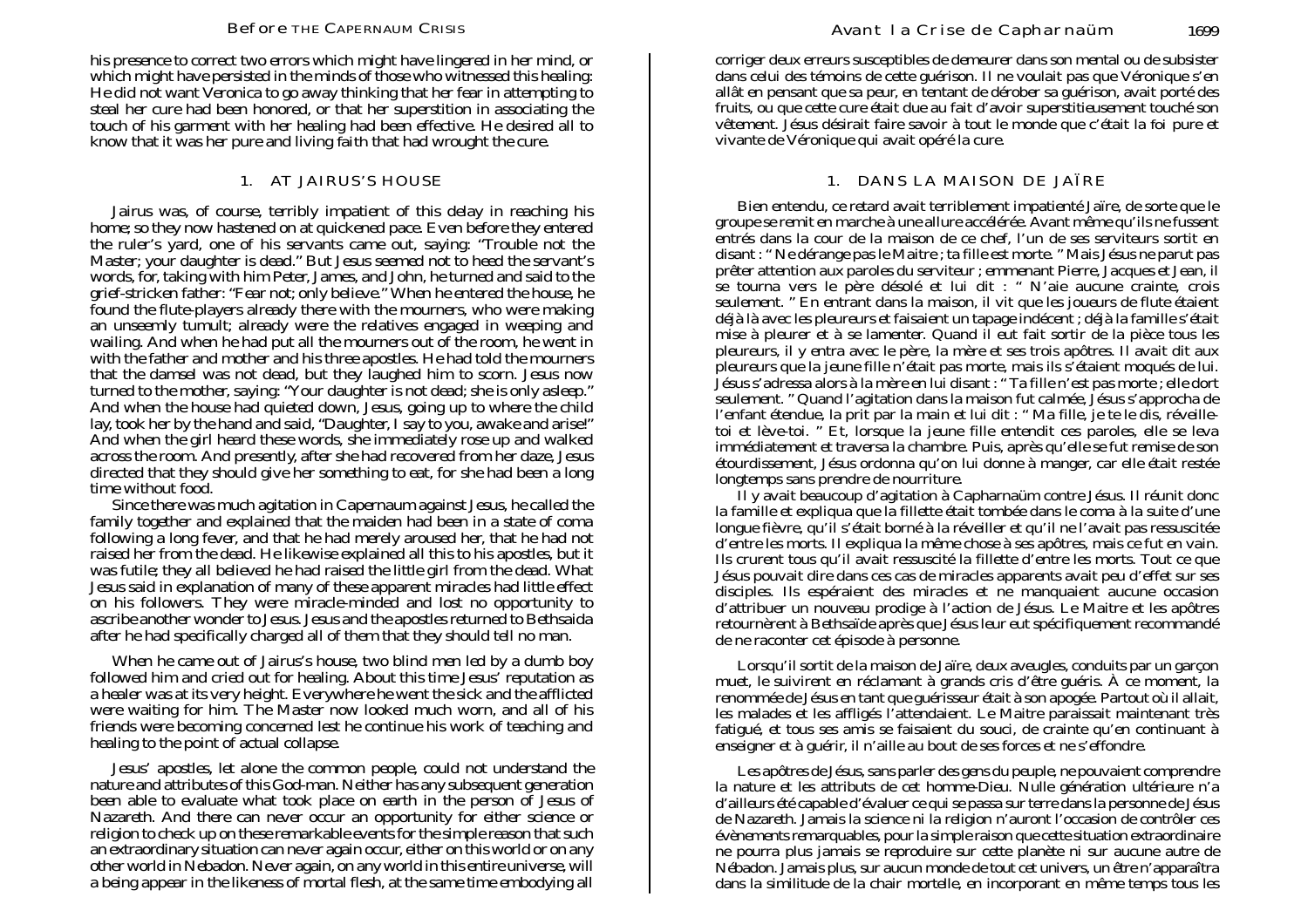his presence to correct two errors which might have lingered in her mind, or which might have persisted in the minds of those who witnessed this healing: He did not want Veronica to go away thinking that her fear in attempting to steal her cure had been honored, or that her superstition in associating the touch of his garment with her healing had been effective. He desired all to know that it was her pure and living faith that had wrought the cure.

## 1. AT JAIRUS'S HOUSE

Jairus was, of course, terribly impatient of this delay in reaching his home; so they now hastened on at quickened pace. Even before they entered the ruler's yard, one of his servants came out, saying: "Trouble not the Master; your daughter is dead." But Jesus seemed not to heed the servant's words, for, taking with him Peter, James, and John, he turned and said to the grief-stricken father: "Fear not; only believe." When he entered the house, he found the flute-players already there with the mourners, who were making an unseemly tumult; already were the relatives engaged in weeping and wailing. And when he had put all the mourners out of the room, he went in with the father and mother and his three apostles. He had told the mourners that the damsel was not dead, but they laughed him to scorn. Jesus now turned to the mother, saying: "Your daughter is not dead; she is only asleep." And when the house had quieted down, Jesus, going up to where the child lay, took her by the hand and said, "Daughter, I say to you, awake and arise!" And when the girl heard these words, she immediately rose up and walked across the room. And presently, after she had recovered from her daze, Jesus directed that they should give her something to eat, for she had been a long time without food.

Since there was much agitation in Capernaum against Jesus, he called the family together and explained that the maiden had been in a state of coma following a long fever, and that he had merely aroused her, that he had not raised her from the dead. He likewise explained all this to his apostles, but it was futile; they all believed he had raised the little girl from the dead. What Jesus said in explanation of many of these apparent miracles had little effect on his followers. They were miracle-minded and lost no opportunity to ascribe another wonder to Jesus. Jesus and the apostles returned to Bethsaida after he had specifically charged all of them that they should tell no man.

When he came out of Jairus's house, two blind men led by a dumb boy followed him and cried out for healing. About this time Jesus' reputation as a healer was at its very height. Everywhere he went the sick and the afflicted were waiting for him. The Master now looked much worn, and all of his friends were becoming concerned lest he continue his work of teaching and healing to the point of actual collapse.

Jesus' apostles, let alone the common people, could not understand the nature and attributes of this God-man. Neither has any subsequent generation been able to evaluate what took place on earth in the person of Jesus of Nazareth. And there can never occur an opportunity for either science or religion to check up on these remarkable events for the simple reason that such an extraordinary situation can never again occur, either on this world or on any other world in Nebadon. Never again, on any world in this entire universe, will a being appear in the likeness of mortal flesh, at the same time embodying all

corriger deux erreurs susceptibles de demeurer dans son mental ou de subsister dans celui des témoins de cette guérison. Il ne voulait pas que Véronique s'en allât en pensant que sa peur, en tentant de dérober sa guérison, avait porté des fruits, ou que cette cure était due au fait d'avoir superstitieusement touché son vêtement. Jésus désirait faire savoir à tout le monde que c'était la foi pure et vivante de Véronique qui avait opéré la cure.

## 1. DANS LA MAISON DE JAÏRE

Bien entendu, ce retard avait terriblement impatienté Jaïre, de sorte que le groupe se remit en marche à une allure accélérée. Avant même qu'ils ne fussent entrés dans la cour de la maison de ce chef, l'un de ses serviteurs sortit en disant : " Ne dérange pas le Maitre ; ta fille est morte. " Mais Jésus ne parut pas prêter attention aux paroles du serviteur ; emmenant Pierre, Jacques et Jean, il se tourna vers le père désolé et lui dit : " N'aie aucune crainte, crois seulement. " En entrant dans la maison, il vit que les joueurs de flute étaient déjà là avec les pleureurs et faisaient un tapage indécent ; déjà la famille s'était mise à pleurer et à se lamenter. Quand il eut fait sortir de la pièce tous les pleureurs, il y entra avec le père, la mère et ses trois apôtres. Il avait dit aux pleureurs que la jeune fille n'était pas morte, mais ils s'étaient moqués de lui. Jésus s'adressa alors à la mère en lui disant : " Ta fille n'est pas morte ; elle dort seulement. " Quand l'agitation dans la maison fut calmée, Jésus s'approcha de l'enfant étendue, la prit par la main et lui dit : " Ma fille, je te le dis, réveille-toi et lève-toi. " Et, lorsque la jeune fille entendit ces paroles, elle se leva immédiatement et traversa la chambre. Puis, après qu'elle se fut remise de son étourdissement, Jésus ordonna qu'on lui donne à manger, car elle était restée longtemps sans prendre de nourriture.

Il y avait beaucoup d'agitation à Capharnaüm contre Jésus. Il réunit donc la famille et expliqua que la fillette était tombée dans le coma à la suite d'une longue fièvre, qu'il s'était borné à la réveiller et qu'il ne l'avait pas ressuscitée d'entre les morts. Il expliqua la même chose à ses apôtres, mais ce fut en vain. Ils crurent tous qu'il avait ressuscité la fillette d'entre les morts. Tout ce que Jésus pouvait dire dans ces cas de miracles apparents avait peu d'effet sur ses disciples. Ils espéraient des miracles et ne manquaient aucune occasion d'attribuer un nouveau prodige à l'action de Jésus. Le Maitre et les apôtres retournèrent à Bethsaïde après que Jésus leur eut spécifiquement recommandé de ne raconter cet épisode à personne.

Lorsqu'il sortit de la maison de Jaïre, deux aveugles, conduits par un garçon muet, le suivirent en réclamant à grands cris d'être guéris. À ce moment, la renommée de Jésus en tant que guérisseur était à son apogée. Partout où il allait, les malades et les affligés l'attendaient. Le Maitre paraissait maintenant très fatigué, et tous ses amis se faisaient du souci, de crainte qu'en continuant à enseigner et à guérir, il n'aille au bout de ses forces et ne s'effondre.

Les apôtres de Jésus, sans parler des gens du peuple, ne pouvaient comprendre la nature et les attributs de cet homme-Dieu. Nulle génération ultérieure n'a d'ailleurs été capable d'évaluer ce qui se passa sur terre dans la personne de Jésus de Nazareth. Jamais la science ni la religion n'auront l'occasion de contrôler ces évènements remarquables, pour la simple raison que cette situation extraordinaire ne pourra plus jamais se reproduire sur cette planète ni sur aucune autre de Nébadon. Jamais plus, sur aucun monde de tout cet univers, un être n'apparaîtra dans la similitude de la chair mortelle, en incorporant en même temps tous les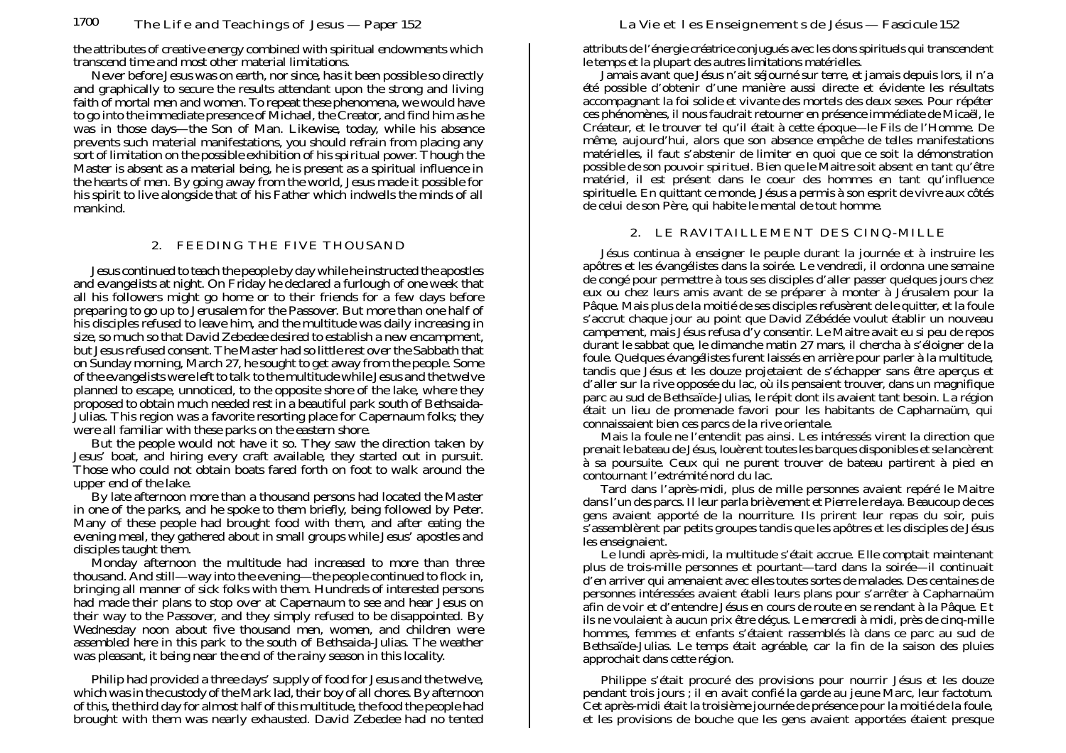the attributes of creative energy combined with spiritual endowments which transcend time and most other material limitations.

Never before Jesus was on earth, nor since, has it been possible so directly and graphically to secure the results attendant upon the strong and living faith of mortal men and women. To repeat these phenomena, we would have to go into the immediate presence of Michael, the Creator, and find him as he was in those days—the Son of Man. Likewise, today, while his absence prevents such material manifestations, you should refrain from placing any sort of limitation on the possible exhibition of his spiritual power. Though the Master is absent as a material being, he is present as a spiritual influence in the hearts of men. By going away from the world, Jesus made it possible for his spirit to live alongside that of his Father which indwells the minds of all mankind.

## 2. FEEDING THE FIVE THOUSAND

Jesus continued to teach the people by day while he instructed the apostles and evangelists at night. On Friday he declared a furlough of one week that all his followers might go home or to their friends for a few days before preparing to go up to Jerusalem for the Passover. But more than one half of his disciples refused to leave him, and the multitude was daily increasing in size, so much so that David Zebedee desired to establish a new encampment, but Jesus refused consent. The Master had so little rest over the Sabbath that on Sunday morning, March 27, he sought to get away from the people. Some of the evangelists were left to talk to the multitude while Jesus and the twelve planned to escape, unnoticed, to the opposite shore of the lake, where they proposed to obtain much needed rest in a beautiful park south of Bethsaida-Julias. This region was a favorite resorting place for Capernaum folks; they were all familiar with these parks on the eastern shore.

But the people would not have it so. They saw the direction taken by Jesus' boat, and hiring every craft available, they started out in pursuit. Those who could not obtain boats fared forth on foot to walk around the upper end of the lake.

By late afternoon more than a thousand persons had located the Master in one of the parks, and he spoke to them briefly, being followed by Peter. Many of these people had brought food with them, and after eating the evening meal, they gathered about in small groups while Jesus' apostles and disciples taught them.

Monday afternoon the multitude had increased to more than three thousand. And still—way into the evening—the people continued to flock in, bringing all manner of sick folks with them. Hundreds of interested persons had made their plans to stop over at Capernaum to see and hear Jesus on their way to the Passover, and they simply refused to be disappointed. By Wednesday noon about five thousand men, women, and children were assembled here in this park to the south of Bethsaida-Julias. The weather was pleasant, it being near the end of the rainy season in this locality.

Philip had provided a three days' supply of food for Jesus and the twelve, which was in the custody of the Mark lad, their boy of all chores. By afternoon of this, the third day for almost half of this multitude, the food the people had brought with them was nearly exhausted. David Zebedee had no tented

attributs de l'énergie créatrice conjugués avec les dons spirituels qui transcendent le temps et la plupart des autres limitations matérielles.

Jamais avant que Jésus n'ait séjourné sur terre, et jamais depuis lors, il n'a été possible d'obtenir d'une manière aussi directe et évidente les résultats accompagnant la foi solide et vivante des mortels des deux sexes. Pour répéter ces phénomènes, il nous faudrait retourner en présence immédiate de Micaël, le Créateur, et le trouver tel qu'il était à cette époque—le Fils de l'Homme. De même, aujourd'hui, alors que son absence empêche de telles manifestations matérielles, il faut s'abstenir de limiter en quoi que ce soit la démonstration possible de son pouvoir spirituel. Bien que le Maitre soit absent en tant qu'être matériel, il est présent dans le coeur des hommes en tant qu'influence spirituelle. En quittant ce monde, Jésus a permis à son esprit de vivre aux côtés de celui de son Père, qui habite le mental de tout homme.

## 2. LE RAVITAILLEMENT DES CINQ-MILLE

Jésus continua à enseigner le peuple durant la journée et à instruire les apôtres et les évangélistes dans la soirée. Le vendredi, il ordonna une semaine de congé pour permettre à tous ses disciples d'aller passer quelques jours chez eux ou chez leurs amis avant de se préparer à monter à Jérusalem pour la Pâque. Mais plus de la moitié de ses disciples refusèrent de le quitter, et la foule s'accrut chaque jour au point que David Zébédée voulut établir un nouveau campement, mais Jésus refusa d'y consentir. Le Maitre avait eu si peu de repos durant le sabbat que, le dimanche matin 27 mars, il chercha à s'éloigner de la foule. Quelques évangélistes furent laissés en arrière pour parler à la multitude, tandis que Jésus et les douze projetaient de s'échapper sans être aperçus et d'aller sur la rive opposée du lac, où ils pensaient trouver, dans un magnifique parc au sud de Bethsaïde-Julias, le répit dont ils avaient tant besoin. La région était un lieu de promenade favori pour les habitants de Capharnaüm, qui connaissaient bien ces parcs de la rive orientale.

Mais la foule ne l'entendit pas ainsi. Les intéressés virent la direction que prenait le bateau de Jésus, louèrent toutes les barques disponibles et se lancèrent à sa poursuite. Ceux qui ne purent trouver de bateau partirent à pied en contournant l'extrémité nord du lac.

Tard dans l'après-midi, plus de mille personnes avaient repéré le Maitre dans l'un des parcs. Il leur parla brièvement et Pierre le relaya. Beaucoup de ces gens avaient apporté de la nourriture. Ils prirent leur repas du soir, puis s'assemblèrent par petits groupes tandis que les apôtres et les disciples de Jésus les enseignaient.

Le lundi après-midi, la multitude s'était accrue. Elle comptait maintenant plus de trois-mille personnes et pourtant—tard dans la soirée—il continuait d'en arriver qui amenaient avec elles toutes sortes de malades. Des centaines de personnes intéressées avaient établi leurs plans pour s'arrêter à Capharnaüm afin de voir et d'entendre Jésus en cours de route en se rendant à la Pâque. Et ils ne voulaient à aucun prix être déçus. Le mercredi à midi, près de cinq-mille hommes, femmes et enfants s'étaient rassemblés là dans ce parc au sud de Bethsaïde-Julias. Le temps était agréable, car la fin de la saison des pluies approchait dans cette région.

Philippe s'était procuré des provisions pour nourrir Jésus et les douze pendant trois jours ; il en avait confié la garde au jeune Marc, leur factotum. Cet après-midi était la troisième journée de présence pour la moitié de la foule, et les provisions de bouche que les gens avaient apportées étaient presque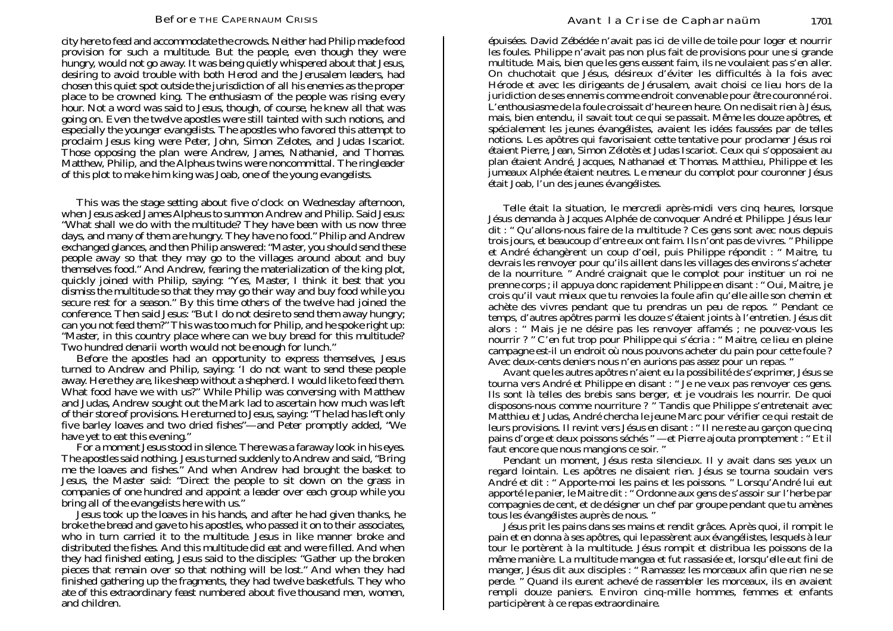city here to feed and accommodate the crowds. Neither had Philip made food provision for such a multitude. But the people, even though they were hungry, would not go away. It was being quietly whispered about that Jesus, desiring to avoid trouble with both Herod and the Jerusalem leaders, had chosen this quiet spot outside the jurisdiction of all his enemies as the proper place to be crowned king. The enthusiasm of the people was rising every hour. Not a word was said to Jesus, though, of course, he knew all that was going on. Even the twelve apostles were still tainted with such notions, and especially the younger evangelists. The apostles who favored this attempt to proclaim Jesus king were Peter, John, Simon Zelotes, and Judas Iscariot. Those opposing the plan were Andrew, James, Nathaniel, and Thomas. Matthew, Philip, and the Alpheus twins were noncommittal. The ringleader of this plot to make him king was Joab, one of the young evangelists.

This was the stage setting about five o'clock on Wednesday afternoon, when Jesus asked James Alpheus to summon Andrew and Philip. Said Jesus: "What shall we do with the multitude? They have been with us now three days, and many of them are hungry. They have no food." Philip and Andrew exchanged glances, and then Philip answered: "Master, you should send these people away so that they may go to the villages around about and buy themselves food." And Andrew, fearing the materialization of the king plot, quickly joined with Philip, saying: "Yes, Master, I think it best that you dismiss the multitude so that they may go their way and buy food while you secure rest for a season." By this time others of the twelve had joined the conference. Then said Jesus: "But I do not desire to send them away hungry; can you not feed them?" This was too much for Philip, and he spoke right up: "Master, in this country place where can we buy bread for this multitude? Two hundred denarii worth would not be enough for lunch."

Before the apostles had an opportunity to express themselves, Jesus turned to Andrew and Philip, saying: 'I do not want to send these people away. Here they are, like sheep without a shepherd. I would like to feed them. What food have we with us?" While Philip was conversing with Matthew and Judas, Andrew sought out the Mark lad to ascertain how much was left of their store of provisions. He returned to Jesus, saying: "The lad has left only five barley loaves and two dried fishes"—and Peter promptly added, "We have yet to eat this evening."

For a moment Jesus stood in silence. There was a faraway look in his eyes. The apostles said nothing. Jesus turned suddenly to Andrew and said, "Bring me the loaves and fishes." And when Andrew had brought the basket to Jesus, the Master said: "Direct the people to sit down on the grass in companies of one hundred and appoint a leader over each group while you bring all of the evangelists here with us."

Jesus took up the loaves in his hands, and after he had given thanks, he broke the bread and gave to his apostles, who passed it on to their associates, who in turn carried it to the multitude. Jesus in like manner broke and distributed the fishes. And this multitude did eat and were filled. And when they had finished eating, Jesus said to the disciples: "Gather up the broken pieces that remain over so that nothing will be lost." And when they had finished gathering up the fragments, they had twelve basketfuls. They who ate of this extraordinary feast numbered about five thousand men, women, and children.

épuisées. David Zébédée n'avait pas ici de ville de toile pour loger et nourrir les foules. Philippe n'avait pas non plus fait de provisions pour une si grande multitude. Mais, bien que les gens eussent faim, ils ne voulaient pas s'en aller. On chuchotait que Jésus, désireux d'éviter les difficultés à la fois avec Hérode et avec les dirigeants de Jérusalem, avait choisi ce lieu hors de la juridiction de ses ennemis comme endroit convenable pour être couronné roi. L'enthousiasme de la foule croissait d'heure en heure. On ne disait rien à Jésus, mais, bien entendu, il savait tout ce qui se passait. Même les douze apôtres, et spécialement les jeunes évangélistes, avaient les idées faussées par de telles notions. Les apôtres qui favorisaient cette tentative pour proclamer Jésus roi étaient Pierre, Jean, Simon Zélotès et Judas Iscariot. Ceux qui s'opposaient au plan étaient André, Jacques, Nathanael et Thomas. Matthieu, Philippe et les jumeaux Alphée étaient neutres. Le meneur du complot pour couronner Jésus était Joab, l'un des jeunes évangélistes.

Telle était la situation, le mercredi après-midi vers cinq heures, lorsque Jésus demanda à Jacques Alphée de convoquer André et Philippe. Jésus leur dit : " Qu'allons-nous faire de la multitude ? Ces gens sont avec nous depuis trois jours, et beaucoup d'entre eux ont faim. Ils n'ont pas de vivres. " Philippe et André échangèrent un coup d'oeil, puis Philippe répondit : " Maitre, tu devrais les renvoyer pour qu'ils aillent dans les villages des environs s'acheter de la nourriture. " André craignait que le complot pour instituer un roi ne prenne corps ; il appuya donc rapidement Philippe en disant : " Oui, Maitre, je crois qu'il vaut mieux que tu renvoies la foule afin qu'elle aille son chemin et achète des vivres pendant que tu prendras un peu de repos. " Pendant ce temps, d'autres apôtres parmi les douze s'étaient joints à l'entretien. Jésus dit alors : " Mais je ne désire pas les renvoyer affamés ; ne pouvez-vous les nourrir ? " C'en fut trop pour Philippe qui s'écria : " Maitre, ce lieu en pleine campagne est-il un endroit où nous pouvons acheter du pain pour cette foule ? Avec deux-cents deniers nous n'en aurions pas assez pour un repas. "

Avant que les autres apôtres n'aient eu la possibilité de s'exprimer, Jésus se tourna vers André et Philippe en disant : " Je ne veux pas renvoyer ces gens. Ils sont là telles des brebis sans berger, et je voudrais les nourrir. De quoi disposons-nous comme nourriture ? " Tandis que Philippe s'entretenait avec Matthieu et Judas, André chercha le jeune Marc pour vérifier ce qui restait de leurs provisions. Il revint vers Jésus en disant : " Il ne reste au garçon que cinq pains d'orge et deux poissons séchés " — et Pierre ajouta promptement : " Et il faut encore que nous mangions ce soir. "

Pendant un moment, Jésus resta silencieux. Il y avait dans ses yeux un regard lointain. Les apôtres ne disaient rien. Jésus se tourna soudain vers André et dit : " Apporte-moi les pains et les poissons. " Lorsqu'André lui eut apporté le panier, le Maitre dit : " Ordonne aux gens de s'assoir sur l'herbe par compagnies de cent, et de désigner un chef par groupe pendant que tu amènes tous les évangélistes auprès de nous. "

Jésus prit les pains dans ses mains et rendit grâces. Après quoi, il rompit le pain et en donna à ses apôtres, qui le passèrent aux évangélistes, lesquels à leur tour le portèrent à la multitude. Jésus rompit et distribua les poissons de la même manière. La multitude mangea et fut rassasiée et, lorsqu'elle eut fini de manger, Jésus dit aux disciples : " Ramassez les morceaux afin que rien ne se perde. " Quand ils eurent achevé de rassembler les morceaux, ils en avaient rempli douze paniers. Environ cinq-mille hommes, femmes et enfants participèrent à ce repas extraordinaire.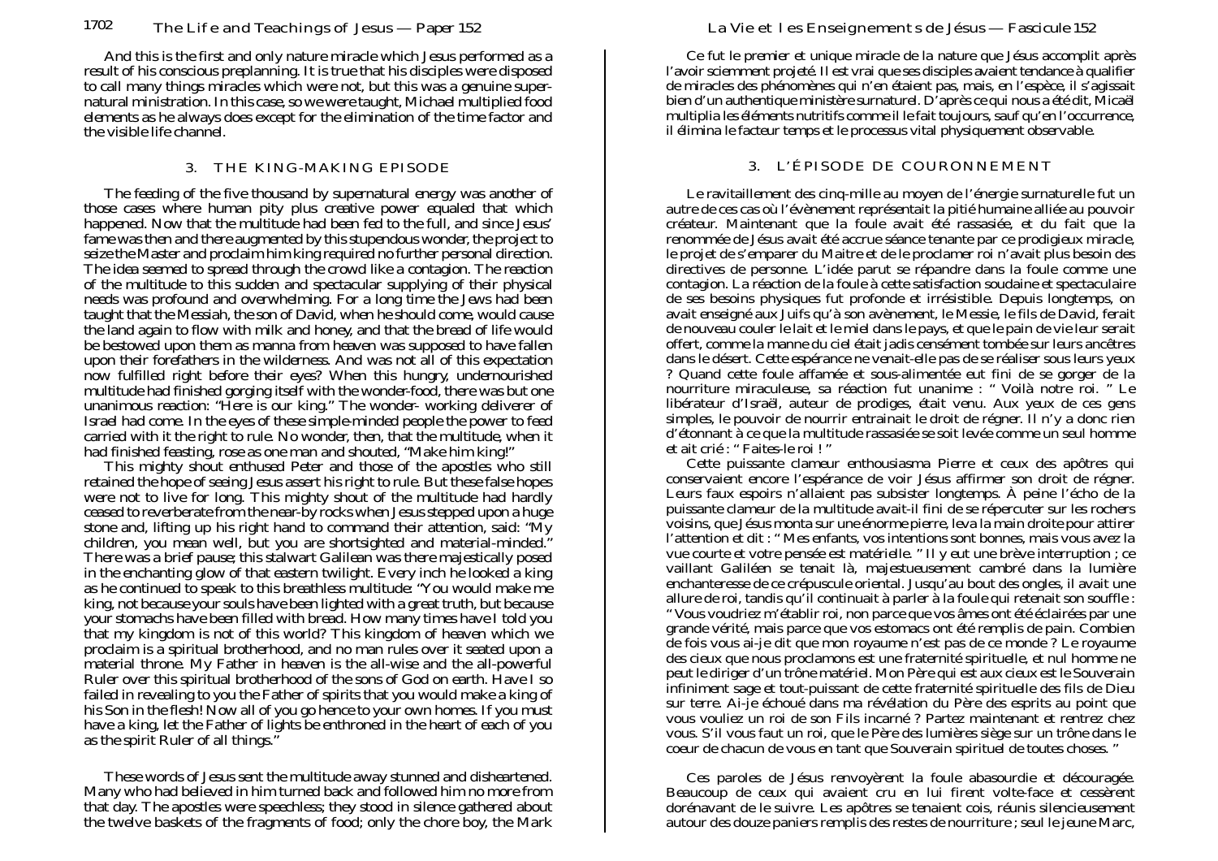And this is the first and only nature miracle which Jesus performed as a result of his conscious preplanning. It is true that his disciples were disposed to call many things miracles which were not, but this was a genuine supernatural ministration. In this case, so we were taught, Michael multiplied food elements as he always does except for the elimination of the time factor and the visible life channel.

### 3. THE KING-MAKING EPISODE

The feeding of the five thousand by supernatural energy was another of those cases where human pity plus creative power equaled that which happened. Now that the multitude had been fed to the full, and since Jesus' fame was then and there augmented by this stupendous wonder, the project to seize the Master and proclaim him king required no further personal direction. The idea seemed to spread through the crowd like a contagion. The reaction of the multitude to this sudden and spectacular supplying of their physical needs was profound and overwhelming. For a long time the Jews had been taught that the Messiah, the son of David, when he should come, would cause the land again to flow with milk and honey, and that the bread of life would be bestowed upon them as manna from heaven was supposed to have fallen upon their forefathers in the wilderness. And was not all of this expectation now fulfilled right before their eyes? When this hungry, undernourished multitude had finished gorging itself with the wonder-food, there was but one unanimous reaction: "Here is our king." The wonder- working deliverer of Israel had come. In the eyes of these simple-minded people the power to feed carried with it the right to rule. No wonder, then, that the multitude, when it had finished feasting, rose as one man and shouted, "Make him king!"

This mighty shout enthused Peter and those of the apostles who still retained the hope of seeing Jesus assert his right to rule. But these false hopes were not to live for long. This mighty shout of the multitude had hardly ceased to reverberate from the near-by rocks when Jesus stepped upon a huge stone and, lifting up his right hand to command their attention, said: "My children, you mean well, but you are shortsighted and material-minded." There was a brief pause; this stalwart Galilean was there majestically posed in the enchanting glow of that eastern twilight. Every inch he looked a king as he continued to speak to this breathless multitude: "You would make me king, not because your souls have been lighted with a great truth, but because your stomachs have been filled with bread. How many times have I told you that my kingdom is not of this world? This kingdom of heaven which we proclaim is a spiritual brotherhood, and no man rules over it seated upon a material throne. My Father in heaven is the all-wise and the all-powerful Ruler over this spiritual brotherhood of the sons of God on earth. Have I so failed in revealing to you the Father of spirits that you would make a king of his Son in the flesh! Now all of you go hence to your own homes. If you must have a king, let the Father of lights be enthroned in the heart of each of you as the spirit Ruler of all things."

These words of Jesus sent the multitude away stunned and disheartened. Many who had believed in him turned back and followed him no more from that day. The apostles were speechless; they stood in silence gathered about the twelve baskets of the fragments of food; only the chore boy, the Mark

Ce fut le premier et unique miracle de la nature que Jésus accomplit après l'avoir sciemment projeté. Il est vrai que ses disciples avaient tendance à qualifier de miracles des phénomènes qui n'en étaient pas, mais, en l'espèce, il s'agissait bien d'un authentique ministère surnaturel. D'après ce qui nous a été dit, Micaël multiplia les éléments nutritifs comme il le fait toujours, sauf qu'en l'occurrence, il élimina le facteur temps et le processus vital physiquement observable.

### 3. L'ÉPISODE DE COURONNEMENT

Le ravitaillement des cinq-mille au moyen de l'énergie surnaturelle fut un autre de ces cas où l'évènement représentait la pitié humaine alliée au pouvoir créateur. Maintenant que la foule avait été rassasiée, et du fait que la renommée de Jésus avait été accrue séance tenante par ce prodigieux miracle, le projet de s'emparer du Maitre et de le proclamer roi n'avait plus besoin des directives de personne. L'idée parut se répandre dans la foule comme une contagion. La réaction de la foule à cette satisfaction soudaine et spectaculaire de ses besoins physiques fut profonde et irrésistible. Depuis longtemps, on avait enseigné aux Juifs qu'à son avènement, le Messie, le fils de David, ferait de nouveau couler le lait et le miel dans le pays, et que le pain de vie leur serait offert, comme la manne du ciel était jadis censément tombée sur leurs ancêtres dans le désert. Cette espérance ne venait-elle pas de se réaliser sous leurs yeux ? Quand cette foule affamée et sous-alimentée eut fini de se gorger de la nourriture miraculeuse, sa réaction fut unanime : " Voilà notre roi. " Le libérateur d'Israël, auteur de prodiges, était venu. Aux yeux de ces gens simples, le pouvoir de nourrir entrainait le droit de régner. Il n'y a donc rien d'étonnant à ce que la multitude rassasiée se soit levée comme un seul homme et ait crié : " Faites-le roi ! "

Cette puissante clameur enthousiasma Pierre et ceux des apôtres qui conservaient encore l'espérance de voir Jésus affirmer son droit de régner. Leurs faux espoirs n'allaient pas subsister longtemps. À peine l'écho de la puissante clameur de la multitude avait-il fini de se répercuter sur les rochers voisins, que Jésus monta sur une énorme pierre, leva la main droite pour attirer l'attention et dit : " Mes enfants, vos intentions sont bonnes, mais vous avez la vue courte et votre pensée est matérielle. " Il y eut une brève interruption ; ce vaillant Galiléen se tenait là, majestueusement cambré dans la lumière enchanteresse de ce crépuscule oriental. Jusqu'au bout des ongles, il avait une allure de roi, tandis qu'il continuait à parler à la foule qui retenait son souffle : " Vous voudriez m'établir roi, non parce que vos âmes ont été éclairées par une grande vérité, mais parce que vos estomacs ont été remplis de pain. Combien de fois vous ai-je dit que mon royaume n'est pas de ce monde ? Le royaume des cieux que nous proclamons est une fraternité spirituelle, et nul homme ne peut le diriger d'un trône matériel. Mon Père qui est aux cieux est le Souverain infiniment sage et tout-puissant de cette fraternité spirituelle des fils de Dieu sur terre. Ai-je échoué dans ma révélation du Père des esprits au point que vous vouliez un roi de son Fils incarné ? Partez maintenant et rentrez chez vous. S'il vous faut un roi, que le Père des lumières siège sur un trône dans le coeur de chacun de vous en tant que Souverain spirituel de toutes choses. "

Ces paroles de Jésus renvoyèrent la foule abasourdie et découragée. Beaucoup de ceux qui avaient cru en lui firent volte-face et cessèrent dorénavant de le suivre. Les apôtres se tenaient cois, réunis silencieusement autour des douze paniers remplis des restes de nourriture ; seul le jeune Marc,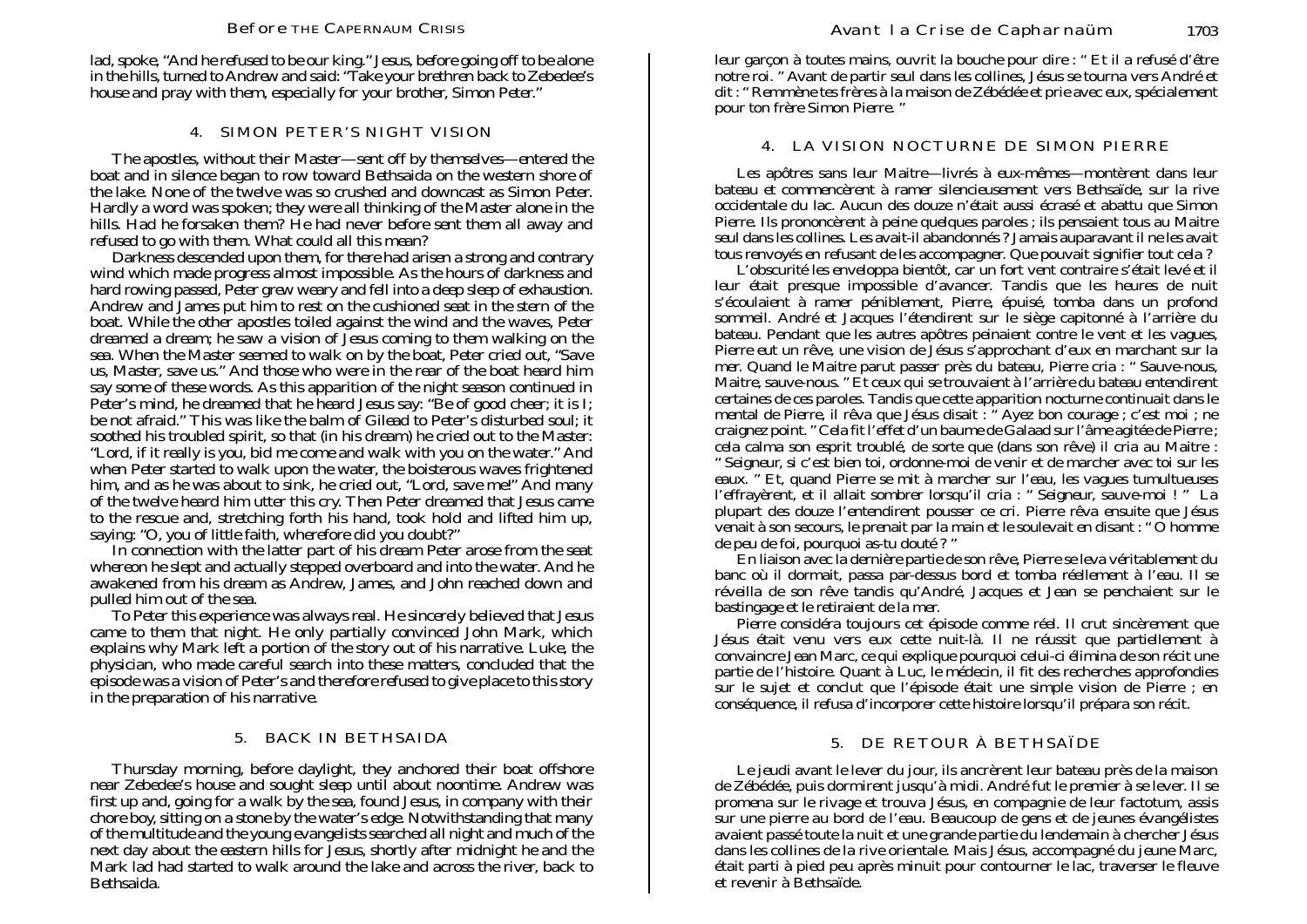lad, spoke, "And he refused to be our king." Jesus, before going off to be alone in the hills, turned to Andrew and said: "Take your brethren back to Zebedee's house and pray with them, especially for your brother, Simon Peter."

## 4. SIMON PETER'S NIGHT VISION

The apostles, without their Master—sent off by themselves—entered the boat and in silence began to row toward Bethsaida on the western shore of the lake. None of the twelve was so crushed and downcast as Simon Peter. Hardly a word was spoken; they were all thinking of the Master alone in the hills. Had he forsaken them? He had never before sent them all away and refused to go with them. What could all this mean?

Darkness descended upon them, for there had arisen a strong and contrary wind which made progress almost impossible. As the hours of darkness and hard rowing passed, Peter grew weary and fell into a deep sleep of exhaustion. Andrew and James put him to rest on the cushioned seat in the stern of the boat. While the other apostles toiled against the wind and the waves, Peter dreamed a dream; he saw a vision of Jesus coming to them walking on the sea. When the Master seemed to walk on by the boat, Peter cried out, "Save us, Master, save us." And those who were in the rear of the boat heard him say some of these words. As this apparition of the night season continued in Peter's mind, he dreamed that he heard Jesus say: "Be of good cheer; it is I; be not afraid." This was like the balm of Gilead to Peter's disturbed soul; it soothed his troubled spirit, so that (in his dream) he cried out to the Master: "Lord, if it really is you, bid me come and walk with you on the water." And when Peter started to walk upon the water, the boisterous waves frightened him, and as he was about to sink, he cried out, "Lord, save me!" And many of the twelve heard him utter this cry. Then Peter dreamed that Jesus came to the rescue and, stretching forth his hand, took hold and lifted him up, saying: "O, you of little faith, wherefore did you doubt?"

In connection with the latter part of his dream Peter arose from the seat whereon he slept and actually stepped overboard and into the water. And he awakened from his dream as Andrew, James, and John reached down and pulled him out of the sea.

To Peter this experience was always real. He sincerely believed that Jesus came to them that night. He only partially convinced John Mark, which explains why Mark left a portion of the story out of his narrative. Luke, the physician, who made careful search into these matters, concluded that the episode was a vision of Peter's and therefore refused to give place to this story in the preparation of his narrative.

## 5. BACK IN BETHSAIDA

Thursday morning, before daylight, they anchored their boat offshore near Zebedee's house and sought sleep until about noontime. Andrew was first up and, going for a walk by the sea, found Jesus, in company with their chore boy, sitting on a stone by the water's edge. Notwithstanding that many of the multitude and the young evangelists searched all night and much of the next day about the eastern hills for Jesus, shortly after midnight he and the Mark lad had started to walk around the lake and across the river, back to Bethsaida.

leur garçon à toutes mains, ouvrit la bouche pour dire : " Et il a refusé d'être notre roi. " Avant de partir seul dans les collines, Jésus se tourna vers André et dit : " Remmène tes frères à la maison de Zébédée et prie avec eux, spécialement pour ton frère Simon Pierre. "

## 4. LA VISION NOCTURNE DE SIMON PIERRE

Les apôtres sans leur Maitre—livrés à eux-mêmes—montèrent dans leur bateau et commencèrent à ramer silencieusement vers Bethsaïde, sur la rive occidentale du lac. Aucun des douze n'était aussi écrasé et abattu que Simon Pierre. Ils prononcèrent à peine quelques paroles ; ils pensaient tous au Maitre seul dans les collines. Les avait-il abandonnés ? Jamais auparavant il ne les avait tous renvoyés en refusant de les accompagner. Que pouvait signifier tout cela ?

L'obscurité les enveloppa bientôt, car un fort vent contraire s'était levé et il leur était presque impossible d'avancer. Tandis que les heures de nuit s'écoulaient à ramer péniblement, Pierre, épuisé, tomba dans un profond sommeil. André et Jacques l'étendirent sur le siège capitonné à l'arrière du bateau. Pendant que les autres apôtres peinaient contre le vent et les vagues, Pierre eut un rêve, une vision de Jésus s'approchant d'eux en marchant sur la mer. Quand le Maitre parut passer près du bateau, Pierre cria : " Sauve-nous, Maitre, sauve-nous. " Et ceux qui se trouvaient à l'arrière du bateau entendirent certaines de ces paroles. Tandis que cette apparition nocturne continuait dans le mental de Pierre, il rêva que Jésus disait : " Ayez bon courage ; c'est moi ; ne craignez point. " Cela fit l'effet d'un baume de Galaad sur l'âme agitée de Pierre ; cela calma son esprit troublé, de sorte que (dans son rêve) il cria au Maitre : " Seigneur, si c'est bien toi, ordonne-moi de venir et de marcher avec toi sur les eaux. " Et, quand Pierre se mit à marcher sur l'eau, les vagues tumultueuses l'effrayèrent, et il allait sombrer lorsqu'il cria : " Seigneur, sauve-moi ! " La plupart des douze l'entendirent pousser ce cri. Pierre rêva ensuite que Jésus venait à son secours, le prenait par la main et le soulevait en disant : " O homme de peu de foi, pourquoi as-tu douté ? "

En liaison avec la dernière partie de son rêve, Pierre se leva véritablement du banc où il dormait, passa par-dessus bord et tomba réellement à l'eau. Il se réveilla de son rêve tandis qu'André, Jacques et Jean se penchaient sur le bastingage et le retiraient de la mer.

Pierre considéra toujours cet épisode comme réel. Il crut sincèrement que Jésus était venu vers eux cette nuit-là. Il ne réussit que partiellement à convaincre Jean Marc, ce qui explique pourquoi celui-ci élimina de son récit une partie de l'histoire. Quant à Luc, le médecin, il fit des recherches approfondies sur le sujet et conclut que l'épisode était une simple vision de Pierre ; en conséquence, il refusa d'incorporer cette histoire lorsqu'il prépara son récit.

## 5. DE RETOUR À BETHSAÏDE

Le jeudi avant le lever du jour, ils ancrèrent leur bateau près de la maison de Zébédée, puis dormirent jusqu'à midi. André fut le premier à se lever. Il se promena sur le rivage et trouva Jésus, en compagnie de leur factotum, assis sur une pierre au bord de l'eau. Beaucoup de gens et de jeunes évangélistes avaient passé toute la nuit et une grande partie du lendemain à chercher Jésus dans les collines de la rive orientale. Mais Jésus, accompagné du jeune Marc, était parti à pied peu après minuit pour contourner le lac, traverser le fleuve et revenir à Bethsaïde.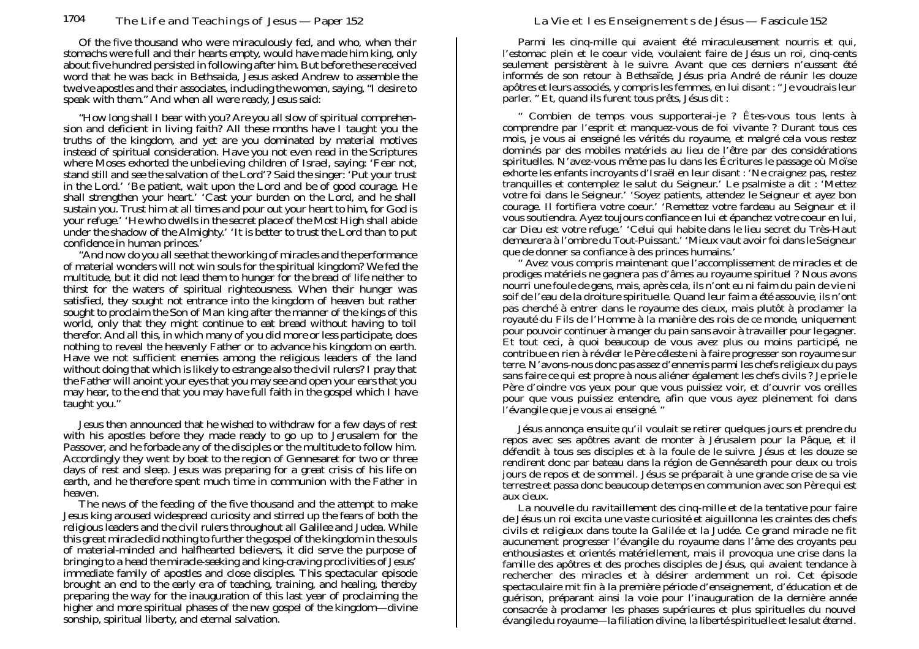Of the five thousand who were miraculously fed, and who, when their stomachs were full and their hearts empty, would have made him king, only about five hundred persisted in following after him. But before these received word that he was back in Bethsaida, Jesus asked Andrew to assemble the twelve apostles and their associates, including the women, saying, "I desire to speak with them." And when all were ready, Jesus said:

"How long shall I bear with you? Are you all slow of spiritual comprehension and deficient in living faith? All these months have I taught you the truths of the kingdom, and yet are you dominated by material motives instead of spiritual consideration. Have you not even read in the Scriptures where Moses exhorted the unbelieving children of Israel, saying: 'Fear not, stand still and see the salvation of the Lord'? Said the singer: 'Put your trust in the Lord.' 'Be patient, wait upon the Lord and be of good courage. He shall strengthen your heart.' 'Cast your burden on the Lord, and he shall sustain you. Trust him at all times and pour out your heart to him, for God is your refuge.' 'He who dwells in the secret place of the Most High shall abide under the shadow of the Almighty.' 'It is better to trust the Lord than to put confidence in human princes.'

"And now do you all see that the working of miracles and the performance of material wonders will not win souls for the spiritual kingdom? We fed the multitude, but it did not lead them to hunger for the bread of life neither to thirst for the waters of spiritual righteousness. When their hunger was satisfied, they sought not entrance into the kingdom of heaven but rather sought to proclaim the Son of Man king after the manner of the kings of this world, only that they might continue to eat bread without having to toil therefor. And all this, in which many of you did more or less participate, does nothing to reveal the heavenly Father or to advance his kingdom on earth. Have we not sufficient enemies among the religious leaders of the land without doing that which is likely to estrange also the civil rulers? I pray that the Father will anoint your eyes that you may see and open your ears that you may hear, to the end that you may have full faith in the gospel which I have taught you."

Jesus then announced that he wished to withdraw for a few days of rest with his apostles before they made ready to go up to Jerusalem for the Passover, and he forbade any of the disciples or the multitude to follow him. Accordingly they went by boat to the region of Gennesaret for two or three days of rest and sleep. Jesus was preparing for a great crisis of his life on earth, and he therefore spent much time in communion with the Father in heaven.

The news of the feeding of the five thousand and the attempt to make Jesus king aroused widespread curiosity and stirred up the fears of both the religious leaders and the civil rulers throughout all Galilee and Judea. While this great miracle did nothing to further the gospel of the kingdom in the souls of material-minded and halfhearted believers, it did serve the purpose of bringing to a head the miracle-seeking and king-craving proclivities of Jesus' immediate family of apostles and close disciples. This spectacular episode brought an end to the early era of teaching, training, and healing, thereby preparing the way for the inauguration of this last year of proclaiming the higher and more spiritual phases of the new gospel of the kingdom—divine sonship, spiritual liberty, and eternal salvation.

Parmi les cinq-mille qui avaient été miraculeusement nourris et qui, l'estomac plein et le coeur vide, voulaient faire de Jésus un roi, cinq-cents seulement persistèrent à le suivre. Avant que ces derniers n'eussent été informés de son retour à Bethsaïde, Jésus pria André de réunir les douze apôtres et leurs associés, y compris les femmes, en lui disant : " Je voudrais leur parler. " Et, quand ils furent tous prêts, Jésus dit :

" Combien de temps vous supporterai-je ? Êtes-vous tous lents à comprendre par l'esprit et manquez-vous de foi vivante ? Durant tous ces mois, je vous ai enseigné les vérités du royaume, et malgré cela vous restez dominés par des mobiles matériels au lieu de l'être par des considérations spirituelles. N'avez-vous même pas lu dans les Écritures le passage où Moïse exhorte les enfants incroyants d'Israël en leur disant : 'Ne craignez pas, restez tranquilles et contemplez le salut du Seigneur.' Le psalmiste a dit : 'Mettez votre foi dans le Seigneur.' 'Soyez patients, attendez le Seigneur et ayez bon courage. Il fortifiera votre coeur.' 'Remettez votre fardeau au Seigneur et il vous soutiendra. Ayez toujours confiance en lui et épanchez votre coeur en lui, car Dieu est votre refuge.' 'Celui qui habite dans le lieu secret du Très-Haut demeurera à l'ombre du Tout-Puissant.' 'Mieux vaut avoir foi dans le Seigneur que de donner sa confiance à des princes humains.'

" Avez vous compris maintenant que l'accomplissement de miracles et de prodiges matériels ne gagnera pas d'âmes au royaume spirituel ? Nous avons nourri une foule de gens, mais, après cela, ils n'ont eu ni faim du pain de vie ni soif de l'eau de la droiture spirituelle. Quand leur faim a été assouvie, ils n'ont pas cherché à entrer dans le royaume des cieux, mais plutôt à proclamer la royauté du Fils de l'Homme à la manière des rois de ce monde, uniquement pour pouvoir continuer à manger du pain sans avoir à travailler pour le gagner. Et tout ceci, à quoi beaucoup de vous avez plus ou moins participé, ne contribue en rien à révéler le Père céleste ni à faire progresser son royaume sur terre. N'avons-nous donc pas assez d'ennemis parmi les chefs religieux du pays sans faire ce qui est propre à nous aliéner également les chefs civils ? Je prie le Père d'oindre vos yeux pour que vous puissiez voir, et d'ouvrir vos oreilles pour que vous puissiez entendre, afin que vous ayez pleinement foi dans l'évangile que je vous ai enseigné. "

Jésus annonça ensuite qu'il voulait se retirer quelques jours et prendre du repos avec ses apôtres avant de monter à Jérusalem pour la Pâque, et il défendit à tous ses disciples et à la foule de le suivre. Jésus et les douze se rendirent donc par bateau dans la région de Gennésareth pour deux ou trois jours de repos et de sommeil. Jésus se préparait à une grande crise de sa vie terrestre et passa donc beaucoup de temps en communion avec son Père qui est aux cieux.

La nouvelle du ravitaillement des cinq-mille et de la tentative pour faire de Jésus un roi excita une vaste curiosité et aiguillonna les craintes des chefs civils et religieux dans toute la Galilée et la Judée. Ce grand miracle ne fit aucunement progresser l'évangile du royaume dans l'âme des croyants peu enthousiastes et orientés matériellement, mais il provoqua une crise dans la famille des apôtres et des proches disciples de Jésus, qui avaient tendance à rechercher des miracles et à désirer ardemment un roi. Cet épisode spectaculaire mit fin à la première période d'enseignement, d'éducation et de guérison, préparant ainsi la voie pour l'inauguration de la dernière année consacrée à proclamer les phases supérieures et plus spirituelles du nouvel évangile du royaume—la filiation divine, la liberté spirituelle et le salut éternel.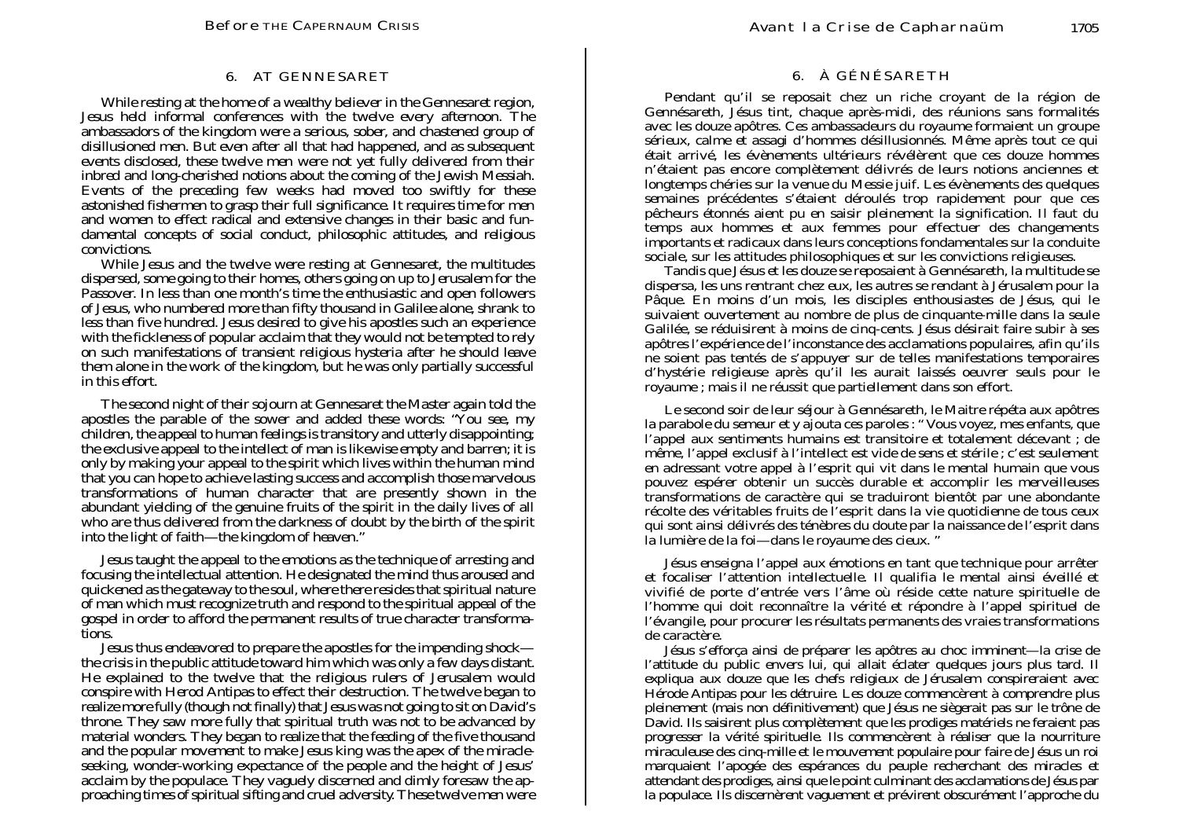## 6. AT GENNESARET

While resting at the home of a wealthy believer in the Gennesaret region, Jesus held informal conferences with the twelve every afternoon. The ambassadors of the kingdom were a serious, sober, and chastened group of disillusioned men. But even after all that had happened, and as subsequent events disclosed, these twelve men were not yet fully delivered from their inbred and long-cherished notions about the coming of the Jewish Messiah. Events of the preceding few weeks had moved too swiftly for these astonished fishermen to grasp their full significance. It requires time for men and women to effect radical and extensive changes in their basic and fundamental concepts of social conduct, philosophic attitudes, and religious convictions.

While Jesus and the twelve were resting at Gennesaret, the multitudes dispersed, some going to their homes, others going on up to Jerusalem for the Passover. In less than one month's time the enthusiastic and open followers of Jesus, who numbered more than fifty thousand in Galilee alone, shrank to less than five hundred. Jesus desired to give his apostles such an experience with the fickleness of popular acclaim that they would not be tempted to rely on such manifestations of transient religious hysteria after he should leave them alone in the work of the kingdom, but he was only partially successful in this effort.

The second night of their sojourn at Gennesaret the Master again told the apostles the parable of the sower and added these words: "You see, my children, the appeal to human feelings is transitory and utterly disappointing; the exclusive appeal to the intellect of man is likewise empty and barren; it is only by making your appeal to the spirit which lives within the human mind that you can hope to achieve lasting success and accomplish those marvelous transformations of human character that are presently shown in the abundant yielding of the genuine fruits of the spirit in the daily lives of all who are thus delivered from the darkness of doubt by the birth of the spirit into the light of faith—the kingdom of heaven."

Jesus taught the appeal to the emotions as the technique of arresting and focusing the intellectual attention. He designated the mind thus aroused and quickened as the gateway to the soul, where there resides that spiritual nature of man which must recognize truth and respond to the spiritual appeal of the gospel in order to afford the permanent results of true character transformations.

Jesus thus endeavored to prepare the apostles for the impending shock—the crisis in the public attitude toward him which was only a few days distant. He explained to the twelve that the religious rulers of Jerusalem would conspire with Herod Antipas to effect their destruction. The twelve began to realize more fully (though not finally) that Jesus was not going to sit on David's throne. They saw more fully that spiritual truth was not to be advanced by material wonders. They began to realize that the feeding of the five thousand and the popular movement to make Jesus king was the apex of the miracle-seeking, wonder-working expectance of the people and the height of Jesus' acclaim by the populace. They vaguely discerned and dimly foresaw the approaching times of spiritual sifting and cruel adversity. These twelve men were

## 6. À GÉNÉSARETH

Pendant qu'il se reposait chez un riche croyant de la région de Gennésareth, Jésus tint, chaque après-midi, des réunions sans formalités avec les douze apôtres. Ces ambassadeurs du royaume formaient un groupe sérieux, calme et assagi d'hommes désillusionnés. Même après tout ce qui était arrivé, les évènements ultérieurs révélèrent que ces douze hommes n'étaient pas encore complètement délivrés de leurs notions anciennes et longtemps chéries sur la venue du Messie juif. Les évènements des quelques semaines précédentes s'étaient déroulés trop rapidement pour que ces pêcheurs étonnés aient pu en saisir pleinement la signification. Il faut du temps aux hommes et aux femmes pour effectuer des changements importants et radicaux dans leurs conceptions fondamentales sur la conduite sociale, sur les attitudes philosophiques et sur les convictions religieuses.

Tandis que Jésus et les douze se reposaient à Gennésareth, la multitude se dispersa, les uns rentrant chez eux, les autres se rendant à Jérusalem pour la Pâque. En moins d'un mois, les disciples enthousiastes de Jésus, qui le suivaient ouvertement au nombre de plus de cinquante-mille dans la seule Galilée, se réduisirent à moins de cinq-cents. Jésus désirait faire subir à ses apôtres l'expérience de l'inconstance des acclamations populaires, afin qu'ils ne soient pas tentés de s'appuyer sur de telles manifestations temporaires d'hystérie religieuse après qu'il les aurait laissés oeuvrer seuls pour le royaume ; mais il ne réussit que partiellement dans son effort.

Le second soir de leur séjour à Gennésareth, le Maitre répéta aux apôtres la parabole du semeur et y ajouta ces paroles : " Vous voyez, mes enfants, que l'appel aux sentiments humains est transitoire et totalement décevant ; de même, l'appel exclusif à l'intellect est vide de sens et stérile ; c'est seulement en adressant votre appel à l'esprit qui vit dans le mental humain que vous pouvez espérer obtenir un succès durable et accomplir les merveilleuses transformations de caractère qui se traduiront bientôt par une abondante récolte des véritables fruits de l'esprit dans la vie quotidienne de tous ceux qui sont ainsi délivrés des ténèbres du doute par la naissance de l'esprit dans la lumière de la foi—dans le royaume des cieux. "

Jésus enseigna l'appel aux émotions en tant que technique pour arrêter et focaliser l'attention intellectuelle. Il qualifia le mental ainsi éveillé et vivifié de porte d'entrée vers l'âme où réside cette nature spirituelle de l'homme qui doit reconnaître la vérité et répondre à l'appel spirituel de l'évangile, pour procurer les résultats permanents des vraies transformations de caractère.

Jésus s'efforça ainsi de préparer les apôtres au choc imminent—la crise de l'attitude du public envers lui, qui allait éclater quelques jours plus tard. Il expliqua aux douze que les chefs religieux de Jérusalem conspireraient avec Hérode Antipas pour les détruire. Les douze commencèrent à comprendre plus pleinement (mais non définitivement) que Jésus ne siègerait pas sur le trône de David. Ils saisirent plus complètement que les prodiges matériels ne feraient pas progresser la vérité spirituelle. Ils commencèrent à réaliser que la nourriture miraculeuse des cinq-mille et le mouvement populaire pour faire de Jésus un roi marquaient l'apogée des espérances du peuple recherchant des miracles et attendant des prodiges, ainsi que le point culminant des acclamations de Jésus par la populace. Ils discernèrent vaguement et prévirent obscurément l'approche du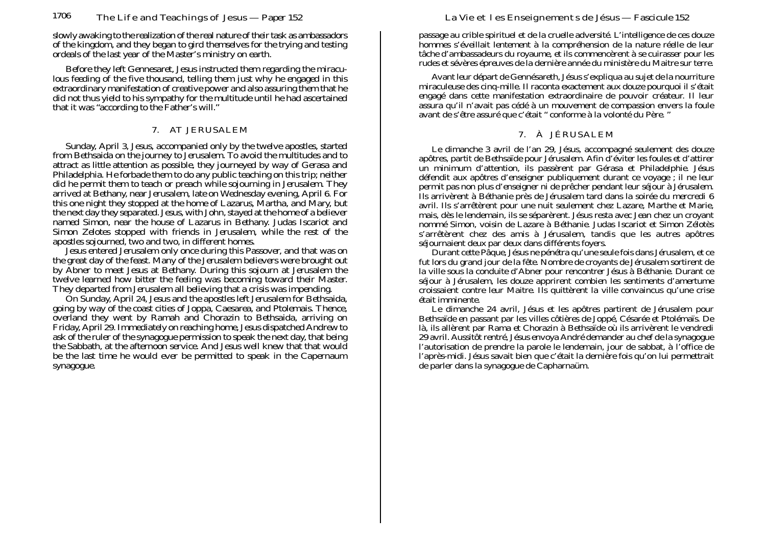slowly awaking to the realization of the real nature of their task as ambassadors of the kingdom, and they began to gird themselves for the trying and testing ordeals of the last year of the Master's ministry on earth.

Before they left Gennesaret, Jesus instructed them regarding the miraculous feeding of the five thousand, telling them just why he engaged in this extraordinary manifestation of creative power and also assuring them that he did not thus yield to his sympathy for the multitude until he had ascertained that it was "according to the Father's will."

## 7. AT JERUSALEM

Sunday, April 3, Jesus, accompanied only by the twelve apostles, started from Bethsaida on the journey to Jerusalem. To avoid the multitudes and to attract as little attention as possible, they journeyed by way of Gerasa and Philadelphia. He forbade them to do any public teaching on this trip; neither did he permit them to teach or preach while sojourning in Jerusalem. They arrived at Bethany, near Jerusalem, late on Wednesday evening, April 6. For this one night they stopped at the home of Lazarus, Martha, and Mary, but the next day they separated. Jesus, with John, stayed at the home of a believer named Simon, near the house of Lazarus in Bethany. Judas Iscariot and Simon Zelotes stopped with friends in Jerusalem, while the rest of the apostles sojourned, two and two, in different homes.

Jesus entered Jerusalem only once during this Passover, and that was on the great day of the feast. Many of the Jerusalem believers were brought out by Abner to meet Jesus at Bethany. During this sojourn at Jerusalem the twelve learned how bitter the feeling was becoming toward their Master. They departed from Jerusalem all believing that a crisis was impending.

On Sunday, April 24, Jesus and the apostles left Jerusalem for Bethsaida, going by way of the coast cities of Joppa, Caesarea, and Ptolemais. Thence, overland they went by Ramah and Chorazin to Bethsaida, arriving on Friday, April 29. Immediately on reaching home, Jesus dispatched Andrew to ask of the ruler of the synagogue permission to speak the next day, that being the Sabbath, at the afternoon service. And Jesus well knew that that would be the last time he would ever be permitted to speak in the Capernaum synagogue.

passage au crible spirituel et de la cruelle adversité. L'intelligence de ces douze hommes s'éveillait lentement à la compréhension de la nature réelle de leur tâche d'ambassadeurs du royaume, et ils commencèrent à se cuirasser pour les rudes et sévères épreuves de la dernière année du ministère du Maitre sur terre.

Avant leur départ de Gennésareth, Jésus s'expliqua au sujet de la nourriture miraculeuse des cinq-mille. Il raconta exactement aux douze pourquoi il s'était engagé dans cette manifestation extraordinaire de pouvoir créateur. Il leur assura qu'il n'avait pas cédé à un mouvement de compassion envers la foule avant de s'être assuré que c'était " conforme à la volonté du Père. "

## 7. À JÉRUSALEM

Le dimanche 3 avril de l'an 29, Jésus, accompagné seulement des douze apôtres, partit de Bethsaïde pour Jérusalem. Afin d'éviter les foules et d'attirer un minimum d'attention, ils passèrent par Gérasa et Philadelphie. Jésus défendit aux apôtres d'enseigner publiquement durant ce voyage ; il ne leur permit pas non plus d'enseigner ni de prêcher pendant leur séjour à Jérusalem. Ils arrivèrent à Béthanie près de Jérusalem tard dans la soirée du mercredi 6 avril. Ils s'arrêtèrent pour une nuit seulement chez Lazare, Marthe et Marie, mais, dès le lendemain, ils se séparèrent. Jésus resta avec Jean chez un croyant nommé Simon, voisin de Lazare à Béthanie. Judas Iscariot et Simon Zélotès s'arrêtèrent chez des amis à Jérusalem, tandis que les autres apôtres séjournaient deux par deux dans différents foyers.

Durant cette Pâque, Jésus ne pénétra qu'une seule fois dans Jérusalem, et ce fut lors du grand jour de la fête. Nombre de croyants de Jérusalem sortirent de la ville sous la conduite d'Abner pour rencontrer Jésus à Béthanie. Durant ce séjour à Jérusalem, les douze apprirent combien les sentiments d'amertume croissaient contre leur Maitre. Ils quittèrent la ville convaincus qu'une crise était imminente.

Le dimanche 24 avril, Jésus et les apôtres partirent de Jérusalem pour Bethsaïde en passant par les villes côtières de Joppé, Césarée et Ptolémaïs. De là, ils allèrent par Rama et Chorazin à Bethsaïde où ils arrivèrent le vendredi 29 avril. Aussitôt rentré, Jésus envoya André demander au chef de la synagogue l'autorisation de prendre la parole le lendemain, jour de sabbat, à l'office de l'après-midi. Jésus savait bien que c'était la dernière fois qu'on lui permettrait de parler dans la synagogue de Capharnaüm.